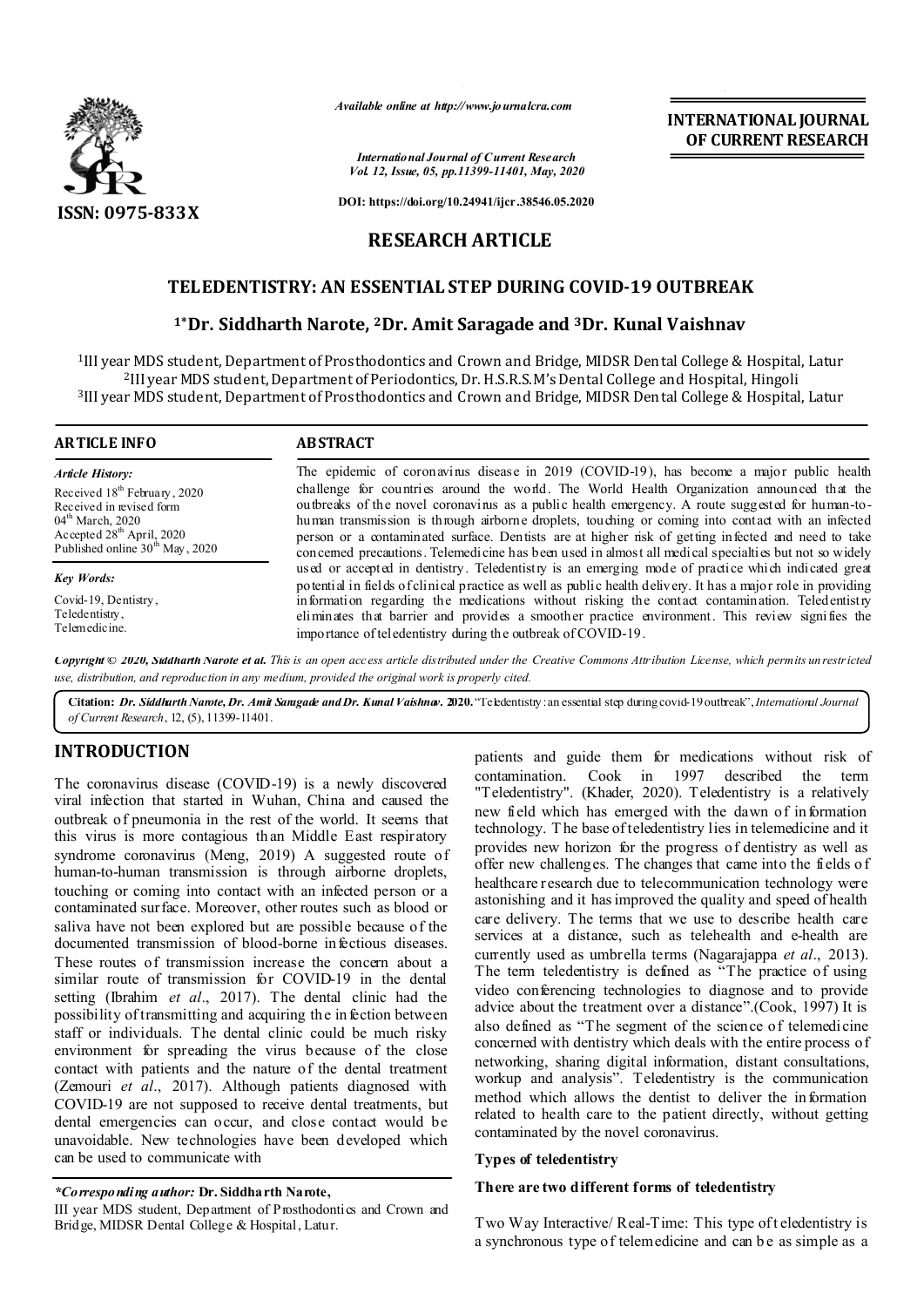Available online at http://www.journalcra.com

International Journal of Current Research
Vol. 12, Issue, 05, pp.11399-11401, May, 2020

DOI: https://doi.org/10.24941/ijcr.38546.05.2020

INTERNATIONAL JOURNAL OF CURRENT RESEARCH

ISSN: 0975-833X

**RESEARCH ARTICLE**

# TELEDENTISTRY: AN ESSENTIAL STEP DURING COVID-19 OUTBREAK

**[1*]Dr. Siddharth Narote, [2]Dr. Amit Saragade and [3]Dr. Kunal Vaishnav**

[1]III year MDS student, Department of Prosthodontics and Crown and Bridge, MIDSR Dental College & Hospital, Latur
[2]III year MDS student, Department of Periodontics, Dr. H.S.R.S.M's Dental College and Hospital, Hingoli
[3]III year MDS student, Department of Prosthodontics and Crown and Bridge, MIDSR Dental College & Hospital, Latur

**ARTICLE INFO**

*Article History:*

Received 18th February, 2020
Received in revised form 04th March, 2020
Accepted 28th April, 2020
Published online 30th May, 2020

*Key Words:*

Covid-19, Dentistry, Teledentistry, Telemedicine.

**ABSTRACT**

The epidemic of coronavirus disease in 2019 (COVID-19), has become a major public health challenge for countries around the world. The World Health Organization announced that the outbreaks of the novel coronavirus as a public health emergency. A route suggested for human-to-human transmission is through airborne droplets, touching or coming into contact with an infected person or a contaminated surface. Dentists are at higher risk of getting infected and need to take concerned precautions. Telemedicine has been used in almost all medical specialties but not so widely used or accepted in dentistry. Teledentistry is an emerging mode of practice which indicated great potential in fields of clinical practice as well as public health delivery. It has a major role in providing information regarding the medications without risking the contact contamination. Teledentistry eliminates that barrier and provides a smoother practice environment. This review signifies the importance of teledentistry during the outbreak of COVID-19.

*Copyright © 2020, Siddharth Narote et al. This is an open access article distributed under the Creative Commons Attribution License, which permits unrestricted use, distribution, and reproduction in any medium, provided the original work is properly cited.*

**Citation:** *Dr. Siddharth Narote, Dr. Amit Saragade and Dr. Kunal Vaishnav.* **2020.** "Teledentistry: an essential step during covid-19 outbreak", *International Journal of Current Research*, 12, (5), 11399-11401.

## INTRODUCTION

The coronavirus disease (COVID-19) is a newly discovered viral infection that started in Wuhan, China and caused the outbreak of pneumonia in the rest of the world. It seems that this virus is more contagious than Middle East respiratory syndrome coronavirus (Meng, 2019) A suggested route of human-to-human transmission is through airborne droplets, touching or coming into contact with an infected person or a contaminated surface. Moreover, other routes such as blood or saliva have not been explored but are possible because of the documented transmission of blood-borne infectious diseases. These routes of transmission increase the concern about a similar route of transmission for COVID-19 in the dental setting (Ibrahim *et al*., 2017). The dental clinic had the possibility of transmitting and acquiring the infection between staff or individuals. The dental clinic could be much risky environment for spreading the virus because of the close contact with patients and the nature of the dental treatment (Zemouri *et al*., 2017). Although patients diagnosed with COVID-19 are not supposed to receive dental treatments, but dental emergencies can occur, and close contact would be unavoidable. New technologies have been developed which can be used to communicate with patients and guide them for medications without risk of contamination. Cook in 1997 described the term "Teledentistry". (Khader, 2020). Teledentistry is a relatively new field which has emerged with the dawn of information technology. The base of teledentistry lies in telemedicine and it provides new horizon for the progress of dentistry as well as offer new challenges. The changes that came into the fields of healthcare research due to telecommunication technology were astonishing and it has improved the quality and speed of health care delivery. The terms that we use to describe health care services at a distance, such as telehealth and e-health are currently used as umbrella terms (Nagarajappa *et al*., 2013). The term teledentistry is defined as "The practice of using video conferencing technologies to diagnose and to provide advice about the treatment over a distance".(Cook, 1997) It is also defined as "The segment of the science of telemedicine concerned with dentistry which deals with the entire process of networking, sharing digital information, distant consultations, workup and analysis". Teledentistry is the communication method which allows the dentist to deliver the information related to health care to the patient directly, without getting contaminated by the novel coronavirus.

*\*Corresponding author:* **Dr. Siddharth Narote,**
III year MDS student, Department of Prosthodontics and Crown and Bridge, MIDSR Dental College & Hospital, Latur.

### Types of teledentistry

**There are two different forms of teledentistry**

Two Way Interactive/ Real-Time: This type of teledentistry is a synchronous type of telemedicine and can be as simple as a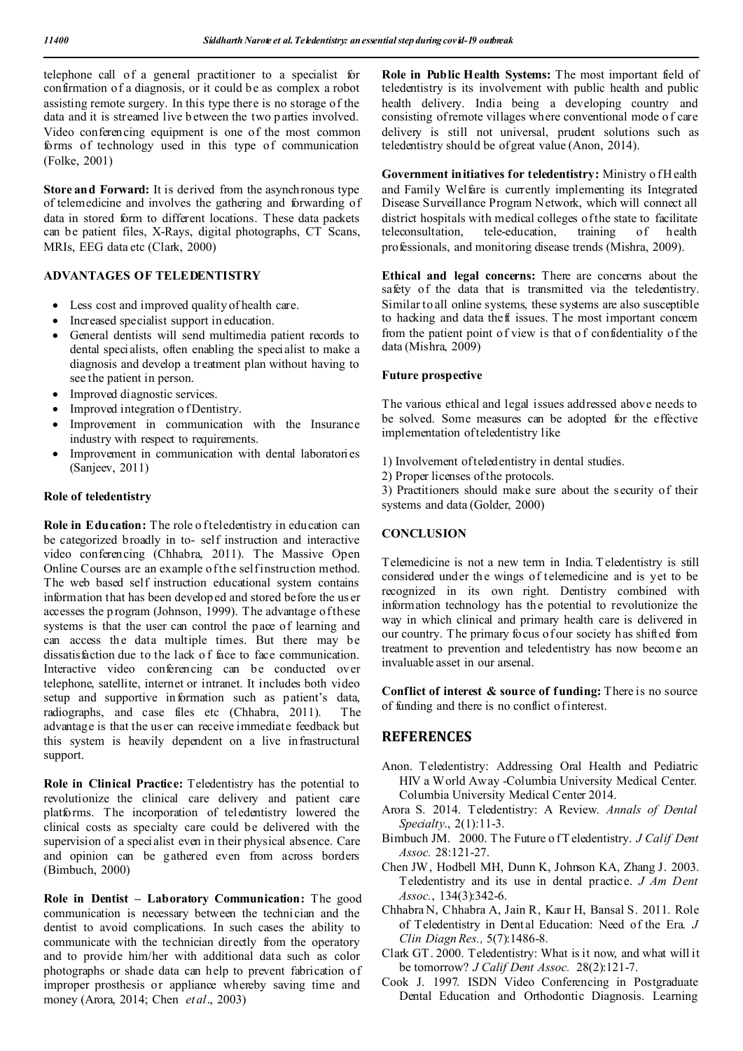telephone call of a general practitioner to a specialist for confirmation of a diagnosis, or it could be as complex a robot assisting remote surgery. In this type there is no storage of the data and it is streamed live between the two parties involved. Video conferencing equipment is one of the most common forms of technology used in this type of communication (Folke, 2001)

**Store and Forward:** It is derived from the asynchronous type of telemedicine and involves the gathering and forwarding of data in stored form to different locations. These data packets can be patient files, X-Rays, digital photographs, CT Scans, MRIs, EEG data etc (Clark, 2000)

## ADVANTAGES OF TELEDENTISTRY

- Less cost and improved quality of health care.
- Increased specialist support in education.
- General dentists will send multimedia patient records to dental specialists, often enabling the specialist to make a diagnosis and develop a treatment plan without having to see the patient in person.
- Improved diagnostic services.
- Improved integration of Dentistry.
- Improvement in communication with the Insurance industry with respect to requirements.
- Improvement in communication with dental laboratories (Sanjeev, 2011)

### Role of teledentistry

**Role in Education:** The role of teledentistry in education can be categorized broadly in to- self instruction and interactive video conferencing (Chhabra, 2011). The Massive Open Online Courses are an example of the self instruction method. The web based self instruction educational system contains information that has been developed and stored before the user accesses the program (Johnson, 1999). The advantage of these systems is that the user can control the pace of learning and can access the data multiple times. But there may be dissatisfaction due to the lack of face to face communication. Interactive video conferencing can be conducted over telephone, satellite, internet or intranet. It includes both video setup and supportive information such as patient's data, radiographs, and case files etc (Chhabra, 2011). The advantage is that the user can receive immediate feedback but this system is heavily dependent on a live infrastructural support.

**Role in Clinical Practice:** Teledentistry has the potential to revolutionize the clinical care delivery and patient care platforms. The incorporation of teledentistry lowered the clinical costs as specialty care could be delivered with the supervision of a specialist even in their physical absence. Care and opinion can be gathered even from across borders (Bimbuch, 2000)

**Role in Dentist – Laboratory Communication:** The good communication is necessary between the technician and the dentist to avoid complications. In such cases the ability to communicate with the technician directly from the operatory and to provide him/her with additional data such as color photographs or shade data can help to prevent fabrication of improper prosthesis or appliance whereby saving time and money (Arora, 2014; Chen *et al*., 2003)

**Role in Public Health Systems:** The most important field of teledentistry is its involvement with public health and public health delivery. India being a developing country and consisting of remote villages where conventional mode of care delivery is still not universal, prudent solutions such as teledentistry should be of great value (Anon, 2014).

**Government initiatives for teledentistry:** Ministry of Health and Family Welfare is currently implementing its Integrated Disease Surveillance Program Network, which will connect all district hospitals with medical colleges of the state to facilitate teleconsultation, tele-education, training of health professionals, and monitoring disease trends (Mishra, 2009).

**Ethical and legal concerns:** There are concerns about the safety of the data that is transmitted via the teledentistry. Similar to all online systems, these systems are also susceptible to hacking and data theft issues. The most important concern from the patient point of view is that of confidentiality of the data (Mishra, 2009)

### Future prospective

The various ethical and legal issues addressed above needs to be solved. Some measures can be adopted for the effective implementation of teledentistry like

1) Involvement of teledentistry in dental studies.
2) Proper licenses of the protocols.
3) Practitioners should make sure about the security of their systems and data (Golder, 2000)

## CONCLUSION

Telemedicine is not a new term in India. Teledentistry is still considered under the wings of telemedicine and is yet to be recognized in its own right. Dentistry combined with information technology has the potential to revolutionize the way in which clinical and primary health care is delivered in our country. The primary focus of our society has shifted from treatment to prevention and teledentistry has now become an invaluable asset in our arsenal.

**Conflict of interest & source of funding:** There is no source of funding and there is no conflict of interest.

## REFERENCES

Anon. Teledentistry: Addressing Oral Health and Pediatric HIV a World Away -Columbia University Medical Center. Columbia University Medical Center 2014.

Arora S. 2014. Teledentistry: A Review. *Annals of Dental Specialty*., 2(1):11-3.

Bimbuch JM. 2000. The Future of Teledentistry. *J Calif Dent Assoc.* 28:121-27.

Chen JW, Hodbell MH, Dunn K, Johnson KA, Zhang J. 2003. Teledentistry and its use in dental practice. *J Am Dent Assoc.*, 134(3):342-6.

Chhabra N, Chhabra A, Jain R, Kaur H, Bansal S. 2011. Role of Teledentistry in Dental Education: Need of the Era. *J Clin Diagn Res.,* 5(7):1486-8.

Clark GT. 2000. Teledentistry: What is it now, and what will it be tomorrow? *J Calif Dent Assoc.* 28(2):121-7.

Cook J. 1997. ISDN Video Conferencing in Postgraduate Dental Education and Orthodontic Diagnosis. Learning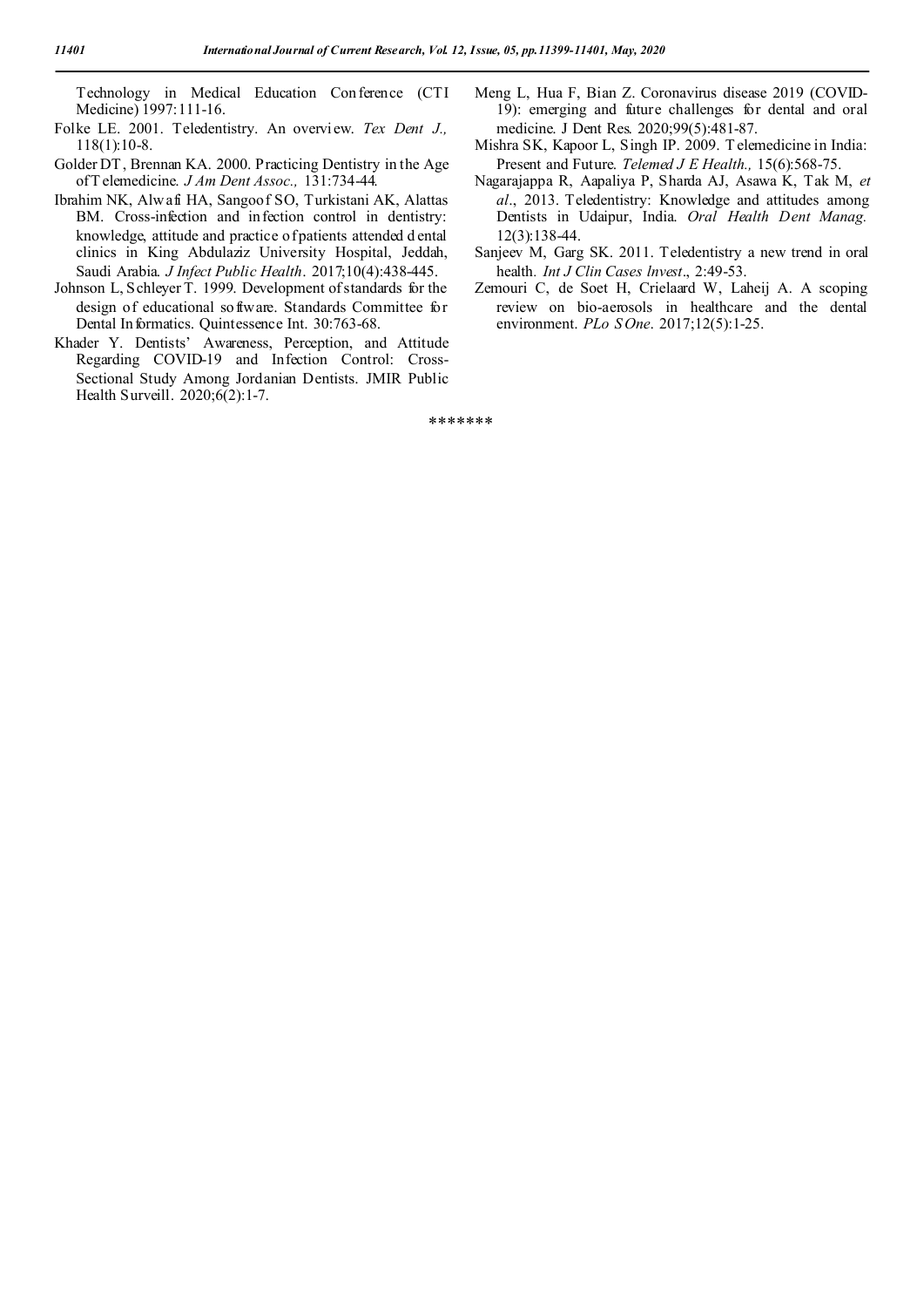Technology in Medical Education Conference (CTI Medicine) 1997:111-16.

Folke LE. 2001. Teledentistry. An overview. *Tex Dent J.,* 118(1):10-8.

Golder DT, Brennan KA. 2000. Practicing Dentistry in the Age of Telemedicine. *J Am Dent Assoc.,* 131:734-44.

Ibrahim NK, Alwafi HA, Sangoof SO, Turkistani AK, Alattas BM. Cross-infection and infection control in dentistry: knowledge, attitude and practice of patients attended dental clinics in King Abdulaziz University Hospital, Jeddah, Saudi Arabia. *J Infect Public Health*. 2017;10(4):438-445.

Johnson L, Schleyer T. 1999. Development of standards for the design of educational software. Standards Committee for Dental Informatics. Quintessence Int. 30:763-68.

Khader Y. Dentists' Awareness, Perception, and Attitude Regarding COVID-19 and Infection Control: Cross-Sectional Study Among Jordanian Dentists. JMIR Public Health Surveill. 2020;6(2):1-7.

Meng L, Hua F, Bian Z. Coronavirus disease 2019 (COVID-19): emerging and future challenges for dental and oral medicine. J Dent Res. 2020;99(5):481-87.

Mishra SK, Kapoor L, Singh IP. 2009. Telemedicine in India: Present and Future. *Telemed J E Health.,* 15(6):568-75.

Nagarajappa R, Aapaliya P, Sharda AJ, Asawa K, Tak M, *et al*., 2013. Teledentistry: Knowledge and attitudes among Dentists in Udaipur, India. *Oral Health Dent Manag.* 12(3):138-44.

Sanjeev M, Garg SK. 2011. Teledentistry a new trend in oral health. *Int J Clin Cases Invest*., 2:49-53.

Zemouri C, de Soet H, Crielaard W, Laheij A. A scoping review on bio-aerosols in healthcare and the dental environment. *PLo SOne*. 2017;12(5):1-25.

*******